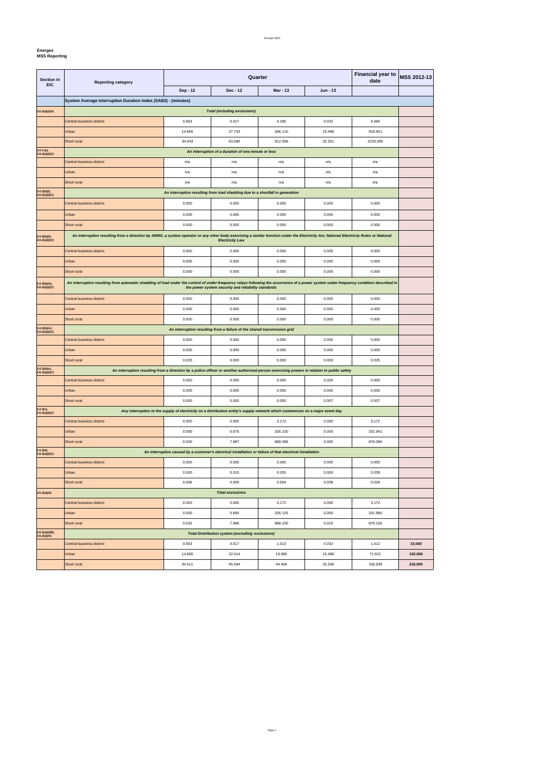**Energex**
**MSS Reporting**

| Section in EIC | Reporting category | Quarter | | | | Financial year to date | MSS 2012-13 |
|---|---|---|---|---|---|---|---|
| | | Sep - 12 | Dec - 12 | Mar - 13 | Jun - 13 | | |
| | **System Average Interruption Duration Index (SAIDI) - (minutes)** | | | | | | |
| 2.6.2(a)(i)(A) | ***Total (including exclusions)*** | | | | | | |
| | Central business district | 0.563 | 0.017 | 4.185 | 0.032 | 4.584 | |
| | Urban | 14.656 | 27.704 | 346.110 | 15.498 | 403.901 | |
| | Short rural | 34.543 | 53.580 | 912.558 | 32.261 | 1033.095 | |
| 2.4.3 (a), 2.6.2(a)(i)(C) | ***An interruption of a duration of one minute or less*** | | | | | | |
| | Central business district | n/a | n/a | n/a | n/a | n/a | |
| | Urban | n/a | n/a | n/a | n/a | n/a | |
| | Short rural | n/a | n/a | n/a | n/a | n/a | |
| 2.4.3(b)(i), 2.6.2(a)(i)(C) | ***An interruption resulting from load shedding due to a shortfall in generation*** | | | | | | |
| | Central business district | 0.000 | 0.000 | 0.000 | 0.000 | 0.000 | |
| | Urban | 0.000 | 0.000 | 0.000 | 0.000 | 0.000 | |
| | Short rural | 0.000 | 0.000 | 0.000 | 0.000 | 0.000 | |
| 2.4.3(b)(ii), 2.6.2(a)(i)(C) | ***An interruption resulting from a direction by AEMO, a system operator or any other body exercising a similar function under the Electricity Act, National Electricity Rules or National Electricity Law*** | | | | | | |
| | Central business district | 0.000 | 0.000 | 0.000 | 0.000 | 0.000 | |
| | Urban | 0.000 | 0.000 | 0.000 | 0.000 | 0.000 | |
| | Short rural | 0.000 | 0.000 | 0.000 | 0.000 | 0.000 | |
| 2.4.3(b)(iii), 2.6.2(a)(i)(C) | ***An interruption resulting from automatic shedding of load under the control of under-frequency relays following the occurrence of a power system under-frequency condition described in the power system security and reliability standards*** | | | | | | |
| | Central business district | 0.000 | 0.000 | 0.000 | 0.000 | 0.000 | |
| | Urban | 0.000 | 0.000 | 0.000 | 0.000 | 0.000 | |
| | Short rural | 0.000 | 0.000 | 0.000 | 0.000 | 0.000 | |
| 2.4.3(b)(iv), 2.6.2(a)(i)(C) | ***An interruption resulting from a failure of the shared transmission grid*** | | | | | | |
| | Central business district | 0.000 | 0.000 | 0.000 | 0.000 | 0.000 | |
| | Urban | 0.000 | 0.000 | 0.000 | 0.000 | 0.000 | |
| | Short rural | 0.025 | 0.000 | 0.000 | 0.000 | 0.025 | |
| 2.4.3(b)(v), 2.6.2(a)(i)(C) | ***An interruption resulting from a direction by a police officer or another authorised person exercising powers in relation to public safety*** | | | | | | |
| | Central business district | 0.000 | 0.000 | 0.000 | 0.000 | 0.000 | |
| | Urban | 0.000 | 0.000 | 0.000 | 0.000 | 0.000 | |
| | Short rural | 0.000 | 0.000 | 0.000 | 0.007 | 0.007 | |
| 2.4.3(c), 2.6.2(a)(i)(C) | ***Any interruption to the supply of electricity on a distribution entity's supply network which commences on a major event day*** | | | | | | |
| | Central business district | 0.000 | 0.000 | 3.172 | 0.000 | 3.172 | |
| | Urban | 0.000 | 5.675 | 326.100 | 0.000 | 331.941 | |
| | Short rural | 0.000 | 7.987 | 868.096 | 0.000 | 876.096 | |
| 2.4.3(d), 2.6.2(a)(i)(C) | ***An interruption caused by a customer's electrical installation or failure of that electrical installation*** | | | | | | |
| | Central business district | 0.000 | 0.000 | 0.000 | 0.000 | 0.000 | |
| | Urban | 0.000 | 0.015 | 0.025 | 0.000 | 0.039 | |
| | Short rural | 0.006 | 0.009 | 0.004 | 0.008 | 0.028 | |
| 2.6.2(a)(iii) | ***Total exclusions*** | | | | | | |
| | Central business district | 0.000 | 0.000 | 3.172 | 0.000 | 3.172 | |
| | Urban | 0.000 | 5.690 | 326.125 | 0.000 | 331.980 | |
| | Short rural | 0.032 | 7.996 | 868.100 | 0.015 | 876.156 | |
| 2.6.2(a)(i)(B), 2.6.2(a)(ii) | ***Total Distribution system (excluding exclusions)*** | | | | | | |
| | Central business district | 0.563 | 0.017 | 1.013 | 0.032 | 1.412 | **15.000** |
| | Urban | 14.656 | 22.014 | 19.985 | 15.498 | 71.921 | **102.000** |
| | Short rural | 34.511 | 45.584 | 44.458 | 32.246 | 156.939 | **216.000** |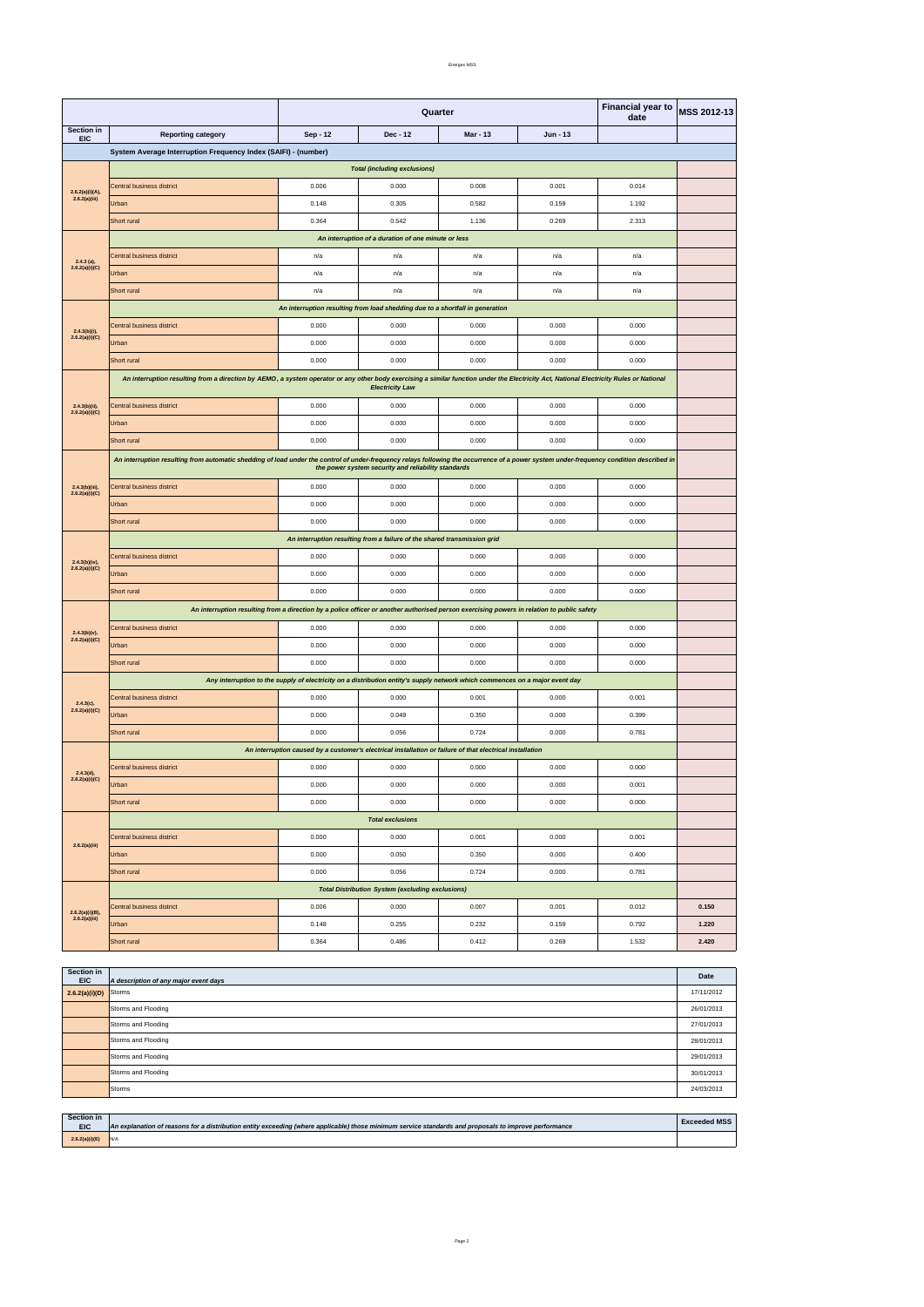| Section in EIC | Reporting category | Quarter | | | | Financial year to date | MSS 2012-13 |
|---|---|---|---|---|---|---|---|
| | | Sep - 12 | Dec - 12 | Mar - 13 | Jun - 13 | | |
| **System Average Interruption Frequency Index (SAIFI) - (number)** | | | | | | | |
| 2.6.2(a)(i)(A), 2.6.2(a)(iii) | ***Total (including exclusions)*** | | | | | | |
| | Central business district | 0.006 | 0.000 | 0.008 | 0.001 | 0.014 | |
| | Urban | 0.148 | 0.305 | 0.582 | 0.159 | 1.192 | |
| | Short rural | 0.364 | 0.542 | 1.136 | 0.269 | 2.313 | |
| 2.4.3 (a), 2.6.2(a)(i)(C) | ***An interruption of a duration of one minute or less*** | | | | | | |
| | Central business district | n/a | n/a | n/a | n/a | n/a | |
| | Urban | n/a | n/a | n/a | n/a | n/a | |
| | Short rural | n/a | n/a | n/a | n/a | n/a | |
| 2.4.3(b)(i), 2.6.2(a)(i)(C) | ***An interruption resulting from load shedding due to a shortfall in generation*** | | | | | | |
| | Central business district | 0.000 | 0.000 | 0.000 | 0.000 | 0.000 | |
| | Urban | 0.000 | 0.000 | 0.000 | 0.000 | 0.000 | |
| | Short rural | 0.000 | 0.000 | 0.000 | 0.000 | 0.000 | |
| 2.4.3(b)(ii), 2.6.2(a)(i)(C) | ***An interruption resulting from a direction by AEMO, a system operator or any other body exercising a similar function under the Electricity Act, National Electricity Rules or National Electricity Law*** | | | | | | |
| | Central business district | 0.000 | 0.000 | 0.000 | 0.000 | 0.000 | |
| | Urban | 0.000 | 0.000 | 0.000 | 0.000 | 0.000 | |
| | Short rural | 0.000 | 0.000 | 0.000 | 0.000 | 0.000 | |
| 2.4.3(b)(iii), 2.6.2(a)(i)(C) | ***An interruption resulting from automatic shedding of load under the control of under-frequency relays following the occurrence of a power system under-frequency condition described in the power system security and reliability standards*** | | | | | | |
| | Central business district | 0.000 | 0.000 | 0.000 | 0.000 | 0.000 | |
| | Urban | 0.000 | 0.000 | 0.000 | 0.000 | 0.000 | |
| | Short rural | 0.000 | 0.000 | 0.000 | 0.000 | 0.000 | |
| 2.4.3(b)(iv), 2.6.2(a)(i)(C) | ***An interruption resulting from a failure of the shared transmission grid*** | | | | | | |
| | Central business district | 0.000 | 0.000 | 0.000 | 0.000 | 0.000 | |
| | Urban | 0.000 | 0.000 | 0.000 | 0.000 | 0.000 | |
| | Short rural | 0.000 | 0.000 | 0.000 | 0.000 | 0.000 | |
| 2.4.3(b)(v), 2.6.2(a)(i)(C) | ***An interruption resulting from a direction by a police officer or another authorised person exercising powers in relation to public safety*** | | | | | | |
| | Central business district | 0.000 | 0.000 | 0.000 | 0.000 | 0.000 | |
| | Urban | 0.000 | 0.000 | 0.000 | 0.000 | 0.000 | |
| | Short rural | 0.000 | 0.000 | 0.000 | 0.000 | 0.000 | |
| 2.4.3(c), 2.6.2(a)(i)(C) | ***Any interruption to the supply of electricity on a distribution entity's supply network which commences on a major event day*** | | | | | | |
| | Central business district | 0.000 | 0.000 | 0.001 | 0.000 | 0.001 | |
| | Urban | 0.000 | 0.049 | 0.350 | 0.000 | 0.399 | |
| | Short rural | 0.000 | 0.056 | 0.724 | 0.000 | 0.781 | |
| 2.4.3(d), 2.6.2(a)(i)(C) | ***An interruption caused by a customer's electrical installation or failure of that electrical installation*** | | | | | | |
| | Central business district | 0.000 | 0.000 | 0.000 | 0.000 | 0.000 | |
| | Urban | 0.000 | 0.000 | 0.000 | 0.000 | 0.001 | |
| | Short rural | 0.000 | 0.000 | 0.000 | 0.000 | 0.000 | |
| 2.6.2(a)(iii) | ***Total exclusions*** | | | | | | |
| | Central business district | 0.000 | 0.000 | 0.001 | 0.000 | 0.001 | |
| | Urban | 0.000 | 0.050 | 0.350 | 0.000 | 0.400 | |
| | Short rural | 0.000 | 0.056 | 0.724 | 0.000 | 0.781 | |
| 2.6.2(a)(i)(B), 2.6.2(a)(iii) | ***Total Distribution System (excluding exclusions)*** | | | | | | |
| | Central business district | 0.006 | 0.000 | 0.007 | 0.001 | 0.012 | **0.150** |
| | Urban | 0.148 | 0.255 | 0.232 | 0.159 | 0.792 | **1.220** |
| | Short rural | 0.364 | 0.486 | 0.412 | 0.269 | 1.532 | **2.420** |

| Section in EIC | *A description of any major event days* | Date |
|---|---|---|
| 2.6.2(a)(i)(D) | Storms | 17/11/2012 |
| | Storms and Flooding | 26/01/2013 |
| | Storms and Flooding | 27/01/2013 |
| | Storms and Flooding | 28/01/2013 |
| | Storms and Flooding | 29/01/2013 |
| | Storms and Flooding | 30/01/2013 |
| | Storms | 24/03/2013 |

| Section in EIC | *An explanation of reasons for a distribution entity exceeding (where applicable) those minimum service standards and proposals to improve performance* | Exceeded MSS |
|---|---|---|
| 2.6.2(a)(i)(E) | N/A | |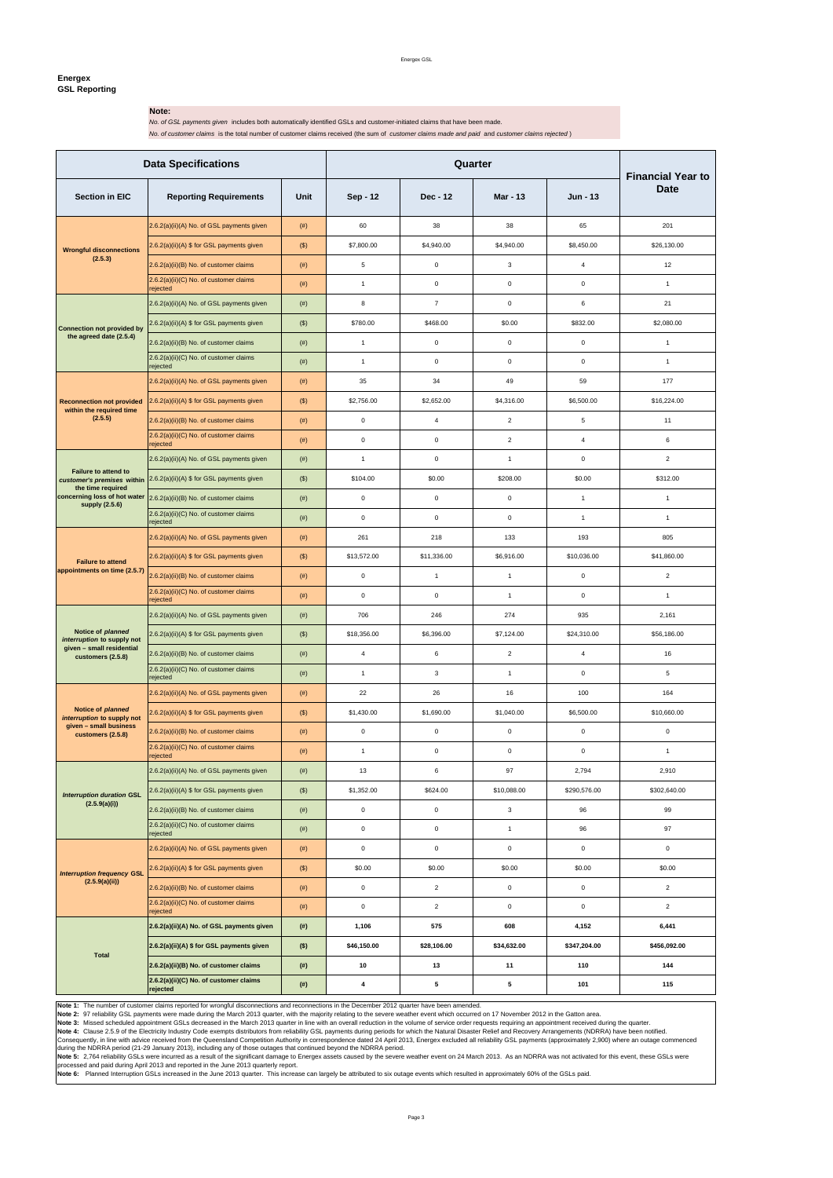**Energex**
**GSL Reporting**

**Note:**

*No. of GSL payments given* includes both automatically identified GSLs and customer-initiated claims that have been made.

*No. of customer claims* is the total number of customer claims received (the sum of *customer claims made and paid* and *customer claims rejected* )

| Data Specifications | | | Quarter | | | | Financial Year to Date |
|---|---|---|---|---|---|---|---|
| Section in EIC | Reporting Requirements | Unit | Sep - 12 | Dec - 12 | Mar - 13 | Jun - 13 | |
| Wrongful disconnections (2.5.3) | 2.6.2(a)(ii)(A) No. of GSL payments given | (#) | 60 | 38 | 38 | 65 | 201 |
| | 2.6.2(a)(ii)(A) $ for GSL payments given | ($) | $7,800.00 | $4,940.00 | $4,940.00 | $8,450.00 | $26,130.00 |
| | 2.6.2(a)(ii)(B) No. of customer claims | (#) | 5 | 0 | 3 | 4 | 12 |
| | 2.6.2(a)(ii)(C) No. of customer claims rejected | (#) | 1 | 0 | 0 | 0 | 1 |
| Connection not provided by the agreed date (2.5.4) | 2.6.2(a)(ii)(A) No. of GSL payments given | (#) | 8 | 7 | 0 | 6 | 21 |
| | 2.6.2(a)(ii)(A) $ for GSL payments given | ($) | $780.00 | $468.00 | $0.00 | $832.00 | $2,080.00 |
| | 2.6.2(a)(ii)(B) No. of customer claims | (#) | 1 | 0 | 0 | 0 | 1 |
| | 2.6.2(a)(ii)(C) No. of customer claims rejected | (#) | 1 | 0 | 0 | 0 | 1 |
| Reconnection not provided within the required time (2.5.5) | 2.6.2(a)(ii)(A) No. of GSL payments given | (#) | 35 | 34 | 49 | 59 | 177 |
| | 2.6.2(a)(ii)(A) $ for GSL payments given | ($) | $2,756.00 | $2,652.00 | $4,316.00 | $6,500.00 | $16,224.00 |
| | 2.6.2(a)(ii)(B) No. of customer claims | (#) | 0 | 4 | 2 | 5 | 11 |
| | 2.6.2(a)(ii)(C) No. of customer claims rejected | (#) | 0 | 0 | 2 | 4 | 6 |
| Failure to attend to *customer's premises* within the time required concerning loss of hot water supply (2.5.6) | 2.6.2(a)(ii)(A) No. of GSL payments given | (#) | 1 | 0 | 1 | 0 | 2 |
| | 2.6.2(a)(ii)(A) $ for GSL payments given | ($) | $104.00 | $0.00 | $208.00 | $0.00 | $312.00 |
| | 2.6.2(a)(ii)(B) No. of customer claims | (#) | 0 | 0 | 0 | 1 | 1 |
| | 2.6.2(a)(ii)(C) No. of customer claims rejected | (#) | 0 | 0 | 0 | 1 | 1 |
| Failure to attend appointments on time (2.5.7) | 2.6.2(a)(ii)(A) No. of GSL payments given | (#) | 261 | 218 | 133 | 193 | 805 |
| | 2.6.2(a)(ii)(A) $ for GSL payments given | ($) | $13,572.00 | $11,336.00 | $6,916.00 | $10,036.00 | $41,860.00 |
| | 2.6.2(a)(ii)(B) No. of customer claims | (#) | 0 | 1 | 1 | 0 | 2 |
| | 2.6.2(a)(ii)(C) No. of customer claims rejected | (#) | 0 | 0 | 1 | 0 | 1 |
| Notice of *planned interruption* to supply not given – small residential customers (2.5.8) | 2.6.2(a)(ii)(A) No. of GSL payments given | (#) | 706 | 246 | 274 | 935 | 2,161 |
| | 2.6.2(a)(ii)(A) $ for GSL payments given | ($) | $18,356.00 | $6,396.00 | $7,124.00 | $24,310.00 | $56,186.00 |
| | 2.6.2(a)(ii)(B) No. of customer claims | (#) | 4 | 6 | 2 | 4 | 16 |
| | 2.6.2(a)(ii)(C) No. of customer claims rejected | (#) | 1 | 3 | 1 | 0 | 5 |
| Notice of *planned interruption* to supply not given – small business customers (2.5.8) | 2.6.2(a)(ii)(A) No. of GSL payments given | (#) | 22 | 26 | 16 | 100 | 164 |
| | 2.6.2(a)(ii)(A) $ for GSL payments given | ($) | $1,430.00 | $1,690.00 | $1,040.00 | $6,500.00 | $10,660.00 |
| | 2.6.2(a)(ii)(B) No. of customer claims | (#) | 0 | 0 | 0 | 0 | 0 |
| | 2.6.2(a)(ii)(C) No. of customer claims rejected | (#) | 1 | 0 | 0 | 0 | 1 |
| *Interruption duration* GSL (2.5.9(a)(i)) | 2.6.2(a)(ii)(A) No. of GSL payments given | (#) | 13 | 6 | 97 | 2,794 | 2,910 |
| | 2.6.2(a)(ii)(A) $ for GSL payments given | ($) | $1,352.00 | $624.00 | $10,088.00 | $290,576.00 | $302,640.00 |
| | 2.6.2(a)(ii)(B) No. of customer claims | (#) | 0 | 0 | 3 | 96 | 99 |
| | 2.6.2(a)(ii)(C) No. of customer claims rejected | (#) | 0 | 0 | 1 | 96 | 97 |
| *Interruption frequency* GSL (2.5.9(a)(ii)) | 2.6.2(a)(ii)(A) No. of GSL payments given | (#) | 0 | 0 | 0 | 0 | 0 |
| | 2.6.2(a)(ii)(A) $ for GSL payments given | ($) | $0.00 | $0.00 | $0.00 | $0.00 | $0.00 |
| | 2.6.2(a)(ii)(B) No. of customer claims | (#) | 0 | 2 | 0 | 0 | 2 |
| | 2.6.2(a)(ii)(C) No. of customer claims rejected | (#) | 0 | 2 | 0 | 0 | 2 |
| **Total** | **2.6.2(a)(ii)(A) No. of GSL payments given** | **(#)** | **1,106** | **575** | **608** | **4,152** | **6,441** |
| | **2.6.2(a)(ii)(A) $ for GSL payments given** | **($)** | **$46,150.00** | **$28,106.00** | **$34,632.00** | **$347,204.00** | **$456,092.00** |
| | **2.6.2(a)(ii)(B) No. of customer claims** | **(#)** | **10** | **13** | **11** | **110** | **144** |
| | **2.6.2(a)(ii)(C) No. of customer claims rejected** | **(#)** | **4** | **5** | **5** | **101** | **115** |

**Note 1:** The number of customer claims reported for wrongful disconnections and reconnections in the December 2012 quarter have been amended.
**Note 2:** 97 reliability GSL payments were made during the March 2013 quarter, with the majority relating to the severe weather event which occurred on 17 November 2012 in the Gatton area.
**Note 3:** Missed scheduled appointment GSLs decreased in the March 2013 quarter in line with an overall reduction in the volume of service order requests requiring an appointment received during the quarter.
**Note 4:** Clause 2.5.9 of the Electricity Industry Code exempts distributors from reliability GSL payments during periods for which the Natural Disaster Relief and Recovery Arrangements (NDRRA) have been notified. Consequently, in line with advice received from the Queensland Competition Authority in correspondence dated 24 April 2013, Energex excluded all reliability GSL payments (approximately 2,900) where an outage commenced during the NDRRA period (21-29 January 2013), including any of those outages that continued beyond the NDRRA period.
**Note 5:** 2,764 reliability GSLs were incurred as a result of the significant damage to Energex assets caused by the severe weather event on 24 March 2013. As an NDRRA was not activated for this event, these GSLs were processed and paid during April 2013 and reported in the June 2013 quarterly report.
**Note 6:** Planned Interruption GSLs increased in the June 2013 quarter. This increase can largely be attributed to six outage events which resulted in approximately 60% of the GSLs paid.